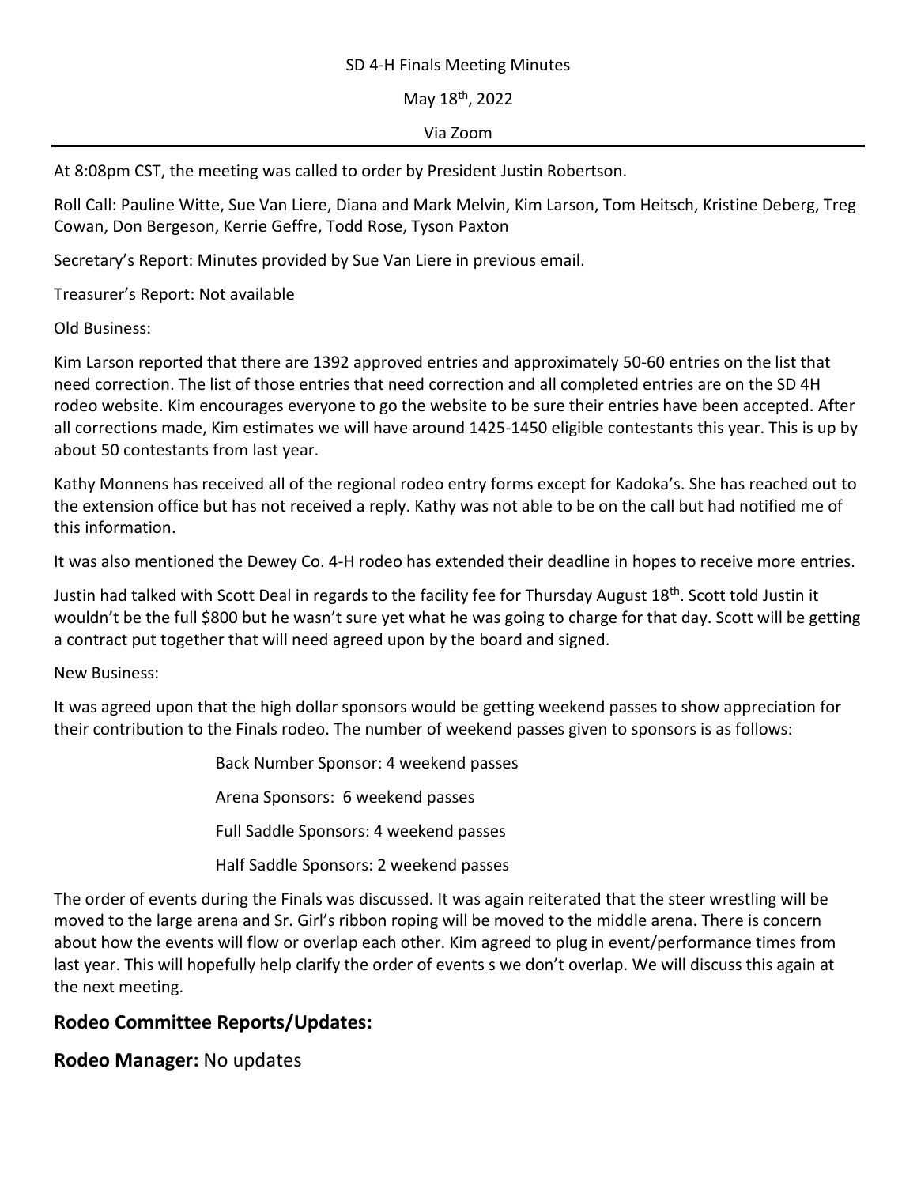SD 4-H Finals Meeting Minutes

May 18th, 2022

Via Zoom

---

At 8:08pm CST, the meeting was called to order by President Justin Robertson.

Roll Call: Pauline Witte, Sue Van Liere, Diana and Mark Melvin, Kim Larson, Tom Heitsch, Kristine Deberg, Treg Cowan, Don Bergeson, Kerrie Geffre, Todd Rose, Tyson Paxton

Secretary's Report: Minutes provided by Sue Van Liere in previous email.

Treasurer's Report: Not available

Old Business:

Kim Larson reported that there are 1392 approved entries and approximately 50-60 entries on the list that need correction. The list of those entries that need correction and all completed entries are on the SD 4H rodeo website. Kim encourages everyone to go the website to be sure their entries have been accepted. After all corrections made, Kim estimates we will have around 1425-1450 eligible contestants this year. This is up by about 50 contestants from last year.

Kathy Monnens has received all of the regional rodeo entry forms except for Kadoka's. She has reached out to the extension office but has not received a reply. Kathy was not able to be on the call but had notified me of this information.

It was also mentioned the Dewey Co. 4-H rodeo has extended their deadline in hopes to receive more entries.

Justin had talked with Scott Deal in regards to the facility fee for Thursday August 18th. Scott told Justin it wouldn't be the full $800 but he wasn't sure yet what he was going to charge for that day. Scott will be getting a contract put together that will need agreed upon by the board and signed.

New Business:

It was agreed upon that the high dollar sponsors would be getting weekend passes to show appreciation for their contribution to the Finals rodeo. The number of weekend passes given to sponsors is as follows:

Back Number Sponsor: 4 weekend passes

Arena Sponsors: 6 weekend passes

Full Saddle Sponsors: 4 weekend passes

Half Saddle Sponsors: 2 weekend passes

The order of events during the Finals was discussed. It was again reiterated that the steer wrestling will be moved to the large arena and Sr. Girl's ribbon roping will be moved to the middle arena. There is concern about how the events will flow or overlap each other. Kim agreed to plug in event/performance times from last year. This will hopefully help clarify the order of events s we don't overlap. We will discuss this again at the next meeting.

## Rodeo Committee Reports/Updates:

**Rodeo Manager:** No updates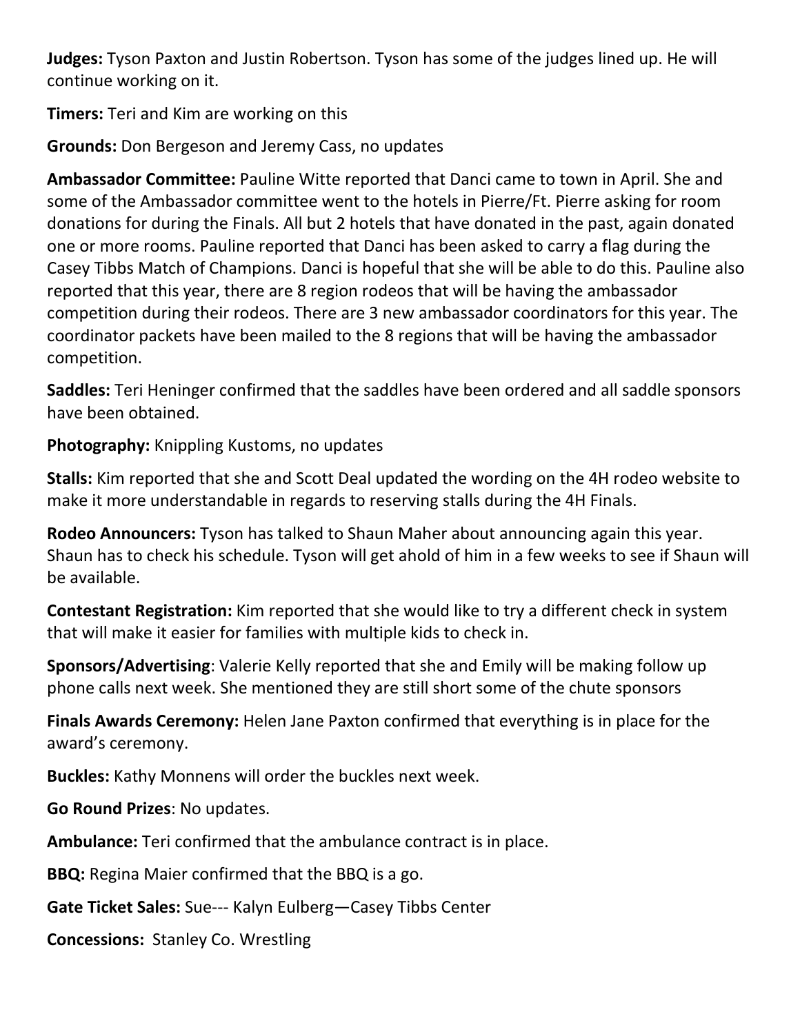**Judges:** Tyson Paxton and Justin Robertson. Tyson has some of the judges lined up. He will continue working on it.

**Timers:** Teri and Kim are working on this

**Grounds:** Don Bergeson and Jeremy Cass, no updates

**Ambassador Committee:** Pauline Witte reported that Danci came to town in April. She and some of the Ambassador committee went to the hotels in Pierre/Ft. Pierre asking for room donations for during the Finals. All but 2 hotels that have donated in the past, again donated one or more rooms. Pauline reported that Danci has been asked to carry a flag during the Casey Tibbs Match of Champions. Danci is hopeful that she will be able to do this. Pauline also reported that this year, there are 8 region rodeos that will be having the ambassador competition during their rodeos. There are 3 new ambassador coordinators for this year. The coordinator packets have been mailed to the 8 regions that will be having the ambassador competition.

**Saddles:** Teri Heninger confirmed that the saddles have been ordered and all saddle sponsors have been obtained.

**Photography:** Knippling Kustoms, no updates

**Stalls:** Kim reported that she and Scott Deal updated the wording on the 4H rodeo website to make it more understandable in regards to reserving stalls during the 4H Finals.

**Rodeo Announcers:** Tyson has talked to Shaun Maher about announcing again this year. Shaun has to check his schedule. Tyson will get ahold of him in a few weeks to see if Shaun will be available.

**Contestant Registration:** Kim reported that she would like to try a different check in system that will make it easier for families with multiple kids to check in.

**Sponsors/Advertising**: Valerie Kelly reported that she and Emily will be making follow up phone calls next week. She mentioned they are still short some of the chute sponsors

**Finals Awards Ceremony:** Helen Jane Paxton confirmed that everything is in place for the award's ceremony.

**Buckles:** Kathy Monnens will order the buckles next week.

**Go Round Prizes**: No updates.

**Ambulance:** Teri confirmed that the ambulance contract is in place.

**BBQ:** Regina Maier confirmed that the BBQ is a go.

**Gate Ticket Sales:** Sue--- Kalyn Eulberg—Casey Tibbs Center

**Concessions:** Stanley Co. Wrestling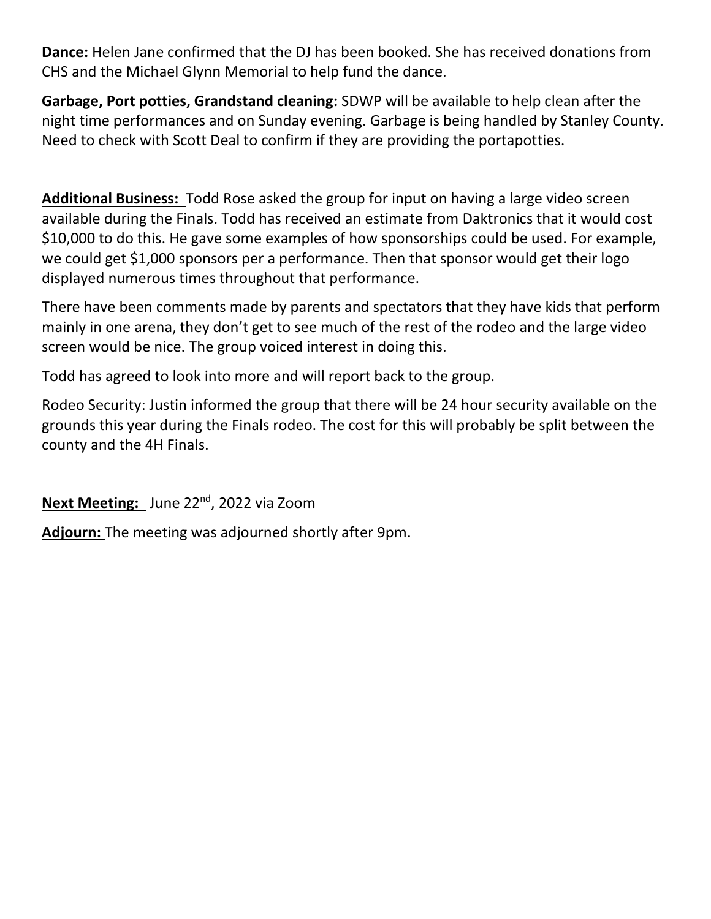**Dance:** Helen Jane confirmed that the DJ has been booked. She has received donations from CHS and the Michael Glynn Memorial to help fund the dance.

**Garbage, Port potties, Grandstand cleaning:** SDWP will be available to help clean after the night time performances and on Sunday evening. Garbage is being handled by Stanley County. Need to check with Scott Deal to confirm if they are providing the portapotties.

**Additional Business:** Todd Rose asked the group for input on having a large video screen available during the Finals. Todd has received an estimate from Daktronics that it would cost $10,000 to do this. He gave some examples of how sponsorships could be used. For example, we could get $1,000 sponsors per a performance. Then that sponsor would get their logo displayed numerous times throughout that performance.

There have been comments made by parents and spectators that they have kids that perform mainly in one arena, they don't get to see much of the rest of the rodeo and the large video screen would be nice. The group voiced interest in doing this.

Todd has agreed to look into more and will report back to the group.

Rodeo Security: Justin informed the group that there will be 24 hour security available on the grounds this year during the Finals rodeo. The cost for this will probably be split between the county and the 4H Finals.

**Next Meeting:** June 22nd, 2022 via Zoom

**Adjourn:** The meeting was adjourned shortly after 9pm.